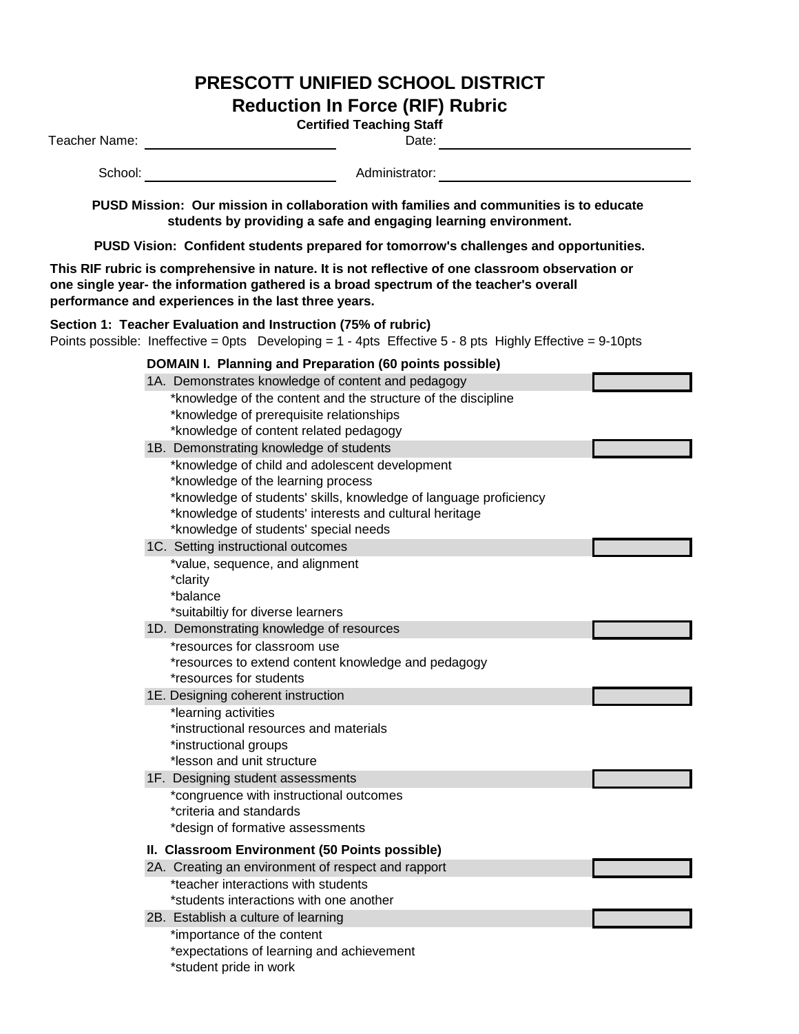# PRESCOTT UNIFIED SCHOOL DISTRICT

## Reduction In Force (RIF) Rubric

**Certified Teaching Staff**

Teacher Name: \_\_\_\_\_\_\_\_\_\_\_\_\_\_\_\_\_\_\_\_ Date: \_\_\_\_\_\_\_\_\_\_\_\_\_\_\_\_\_\_\_\_

School: \_\_\_\_\_\_\_\_\_\_\_\_\_\_\_\_\_\_\_\_ Administrator: \_\_\_\_\_\_\_\_\_\_\_\_\_\_\_\_\_\_\_\_

**PUSD Mission: Our mission in collaboration with families and communities is to educate students by providing a safe and engaging learning environment.**

**PUSD Vision: Confident students prepared for tomorrow's challenges and opportunities.**

**This RIF rubric is comprehensive in nature. It is not reflective of one classroom observation or one single year- the information gathered is a broad spectrum of the teacher's overall performance and experiences in the last three years.**

**Section 1: Teacher Evaluation and Instruction (75% of rubric)**

Points possible: Ineffective = 0pts Developing = 1 - 4pts Effective 5 - 8 pts Highly Effective = 9-10pts

**DOMAIN I. Planning and Preparation (60 points possible)**

| Item | Score |
|---|---|
| 1A. Demonstrates knowledge of content and pedagogy | |
| *knowledge of the content and the structure of the discipline<br>*knowledge of prerequisite relationships<br>*knowledge of content related pedagogy | |
| 1B. Demonstrating knowledge of students | |
| *knowledge of child and adolescent development<br>*knowledge of the learning process<br>*knowledge of students' skills, knowledge of language proficiency<br>*knowledge of students' interests and cultural heritage<br>*knowledge of students' special needs | |
| 1C. Setting instructional outcomes | |
| *value, sequence, and alignment<br>*clarity<br>*balance<br>*suitabiltiy for diverse learners | |
| 1D. Demonstrating knowledge of resources | |
| *resources for classroom use<br>*resources to extend content knowledge and pedagogy<br>*resources for students | |
| 1E. Designing coherent instruction | |
| *learning activities<br>*instructional resources and materials<br>*instructional groups<br>*lesson and unit structure | |
| 1F. Designing student assessments | |
| *congruence with instructional outcomes<br>*criteria and standards<br>*design of formative assessments | |

**II. Classroom Environment (50 Points possible)**

| Item | Score |
|---|---|
| 2A. Creating an environment of respect and rapport | |
| *teacher interactions with students<br>*students interactions with one another | |
| 2B. Establish a culture of learning | |
| *importance of the content<br>*expectations of learning and achievement<br>*student pride in work | |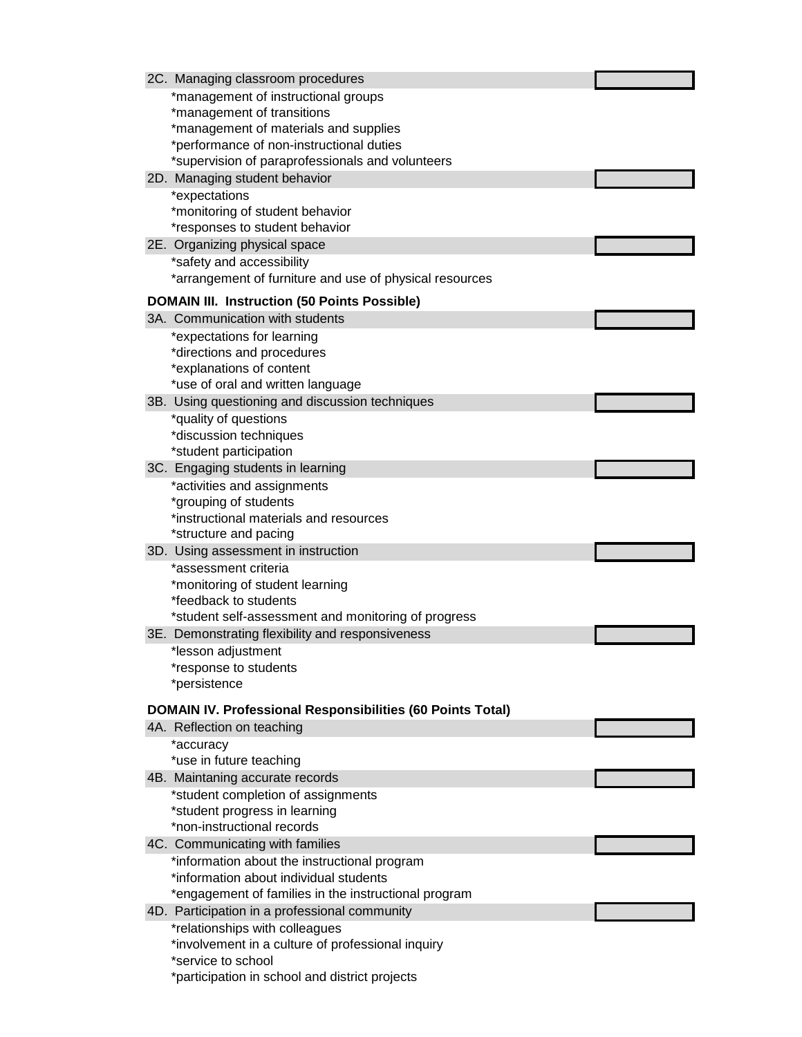2C. Managing classroom procedures

*management of instructional groups
*management of transitions
*management of materials and supplies
*performance of non-instructional duties
*supervision of paraprofessionals and volunteers

2D. Managing student behavior

*expectations
*monitoring of student behavior
*responses to student behavior

2E. Organizing physical space

*safety and accessibility
*arrangement of furniture and use of physical resources

**DOMAIN III. Instruction (50 Points Possible)**

3A. Communication with students

*expectations for learning
*directions and procedures
*explanations of content
*use of oral and written language

3B. Using questioning and discussion techniques

*quality of questions
*discussion techniques
*student participation

3C. Engaging students in learning

*activities and assignments
*grouping of students
*instructional materials and resources
*structure and pacing

3D. Using assessment in instruction

*assessment criteria
*monitoring of student learning
*feedback to students
*student self-assessment and monitoring of progress

3E. Demonstrating flexibility and responsiveness

*lesson adjustment
*response to students
*persistence

**DOMAIN IV. Professional Responsibilities (60 Points Total)**

4A. Reflection on teaching

*accuracy
*use in future teaching

4B. Maintaning accurate records

*student completion of assignments
*student progress in learning
*non-instructional records

4C. Communicating with families

*information about the instructional program
*information about individual students
*engagement of families in the instructional program

4D. Participation in a professional community

*relationships with colleagues
*involvement in a culture of professional inquiry
*service to school
*participation in school and district projects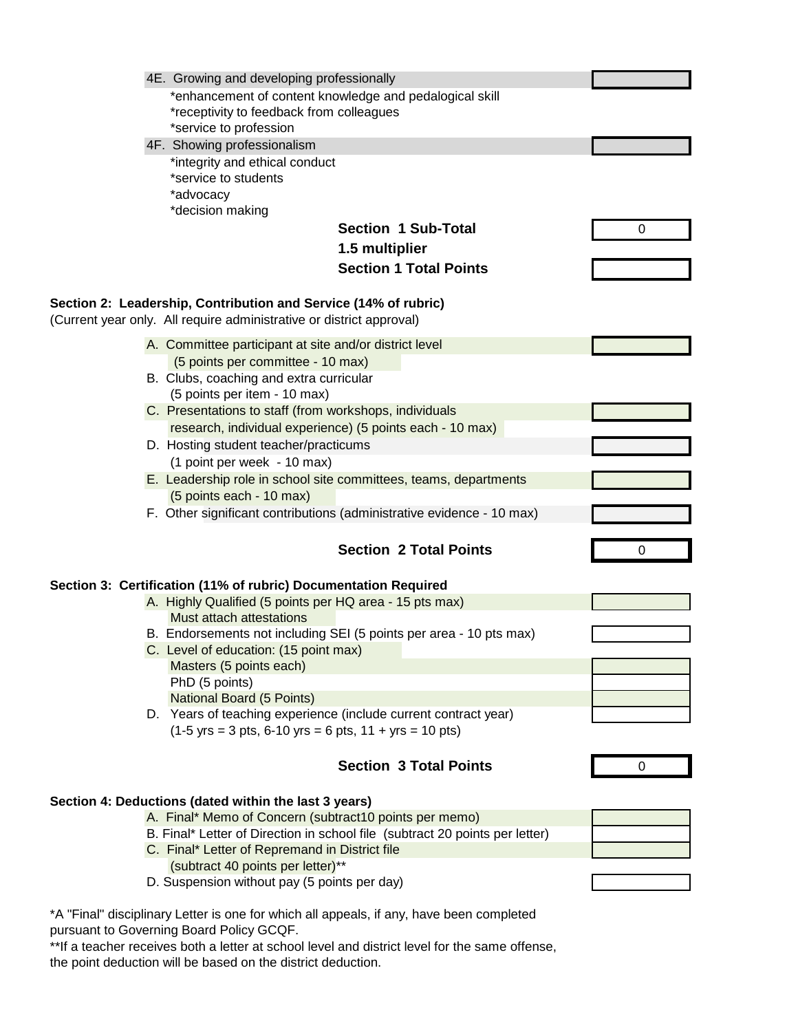4E. Growing and developing professionally

- *enhancement of content knowledge and pedalogical skill
- *receptivity to feedback from colleagues
- *service to profession

4F. Showing professionalism

- *integrity and ethical conduct
- *service to students
- *advocacy
- *decision making

| | |
|---|---|
| **Section 1 Sub-Total** | 0 |
| **1.5 multiplier** | |
| **Section 1 Total Points** | |

**Section 2: Leadership, Contribution and Service (14% of rubric)**
(Current year only. All require administrative or district approval)

| Item | Points |
|---|---|
| A. Committee participant at site and/or district level (5 points per committee - 10 max) | |
| B. Clubs, coaching and extra curricular (5 points per item - 10 max) | |
| C. Presentations to staff (from workshops, individuals research, individual experience) (5 points each - 10 max) | |
| D. Hosting student teacher/practicums (1 point per week - 10 max) | |
| E. Leadership role in school site committees, teams, departments (5 points each - 10 max) | |
| F. Other significant contributions (administrative evidence - 10 max) | |
| **Section 2 Total Points** | 0 |

**Section 3: Certification (11% of rubric) Documentation Required**

| Item | Points |
|---|---|
| A. Highly Qualified (5 points per HQ area - 15 pts max) Must attach attestations | |
| B. Endorsements not including SEI (5 points per area - 10 pts max) | |
| C. Level of education: (15 point max) | |
| Masters (5 points each) | |
| PhD (5 points) | |
| National Board (5 Points) | |
| D. Years of teaching experience (include current contract year) (1-5 yrs = 3 pts, 6-10 yrs = 6 pts, 11 + yrs = 10 pts) | |
| **Section 3 Total Points** | 0 |

**Section 4: Deductions (dated within the last 3 years)**

| Item | Points |
|---|---|
| A. Final* Memo of Concern (subtract10 points per memo) | |
| B. Final* Letter of Direction in school file (subtract 20 points per letter) | |
| C. Final* Letter of Repremand in District file (subtract 40 points per letter)** | |
| D. Suspension without pay (5 points per day) | |

*A "Final" disciplinary Letter is one for which all appeals, if any, have been completed pursuant to Governing Board Policy GCQF.

**If a teacher receives both a letter at school level and district level for the same offense, the point deduction will be based on the district deduction.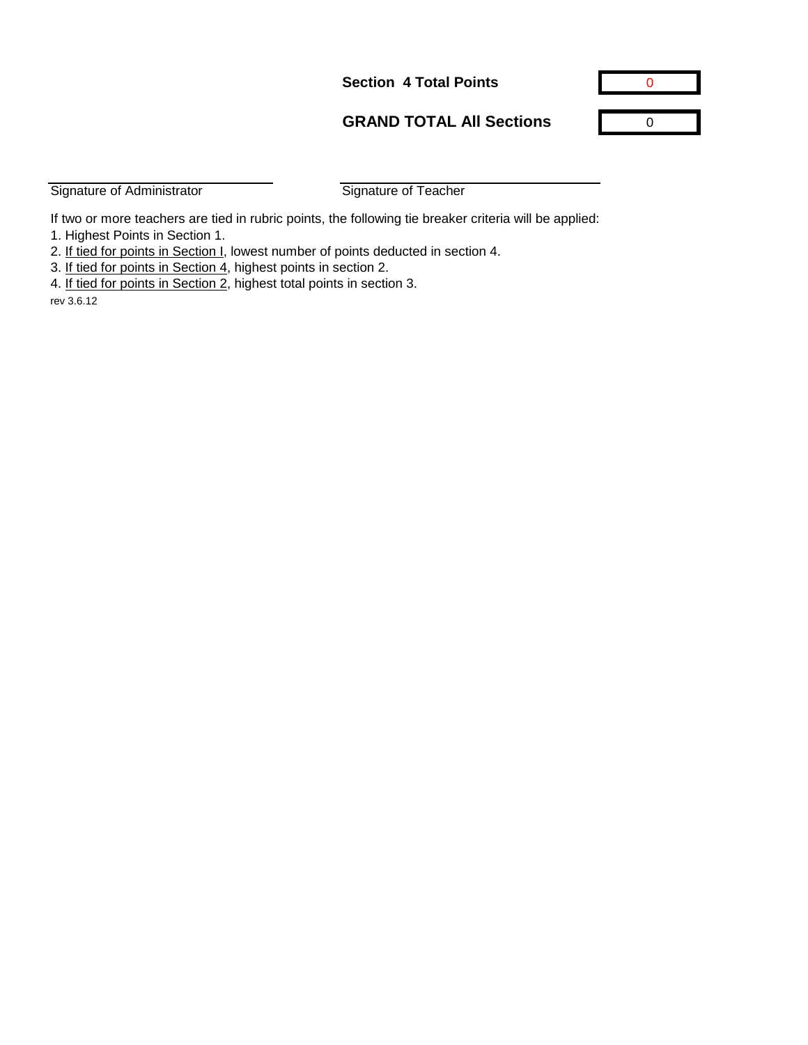**Section 4 Total Points** 0

**GRAND TOTAL All Sections** 0

Signature of Administrator

Signature of Teacher

If two or more teachers are tied in rubric points, the following tie breaker criteria will be applied:

1. Highest Points in Section 1.
2. If tied for points in Section I, lowest number of points deducted in section 4.
3. If tied for points in Section 4, highest points in section 2.
4. If tied for points in Section 2, highest total points in section 3.

rev 3.6.12